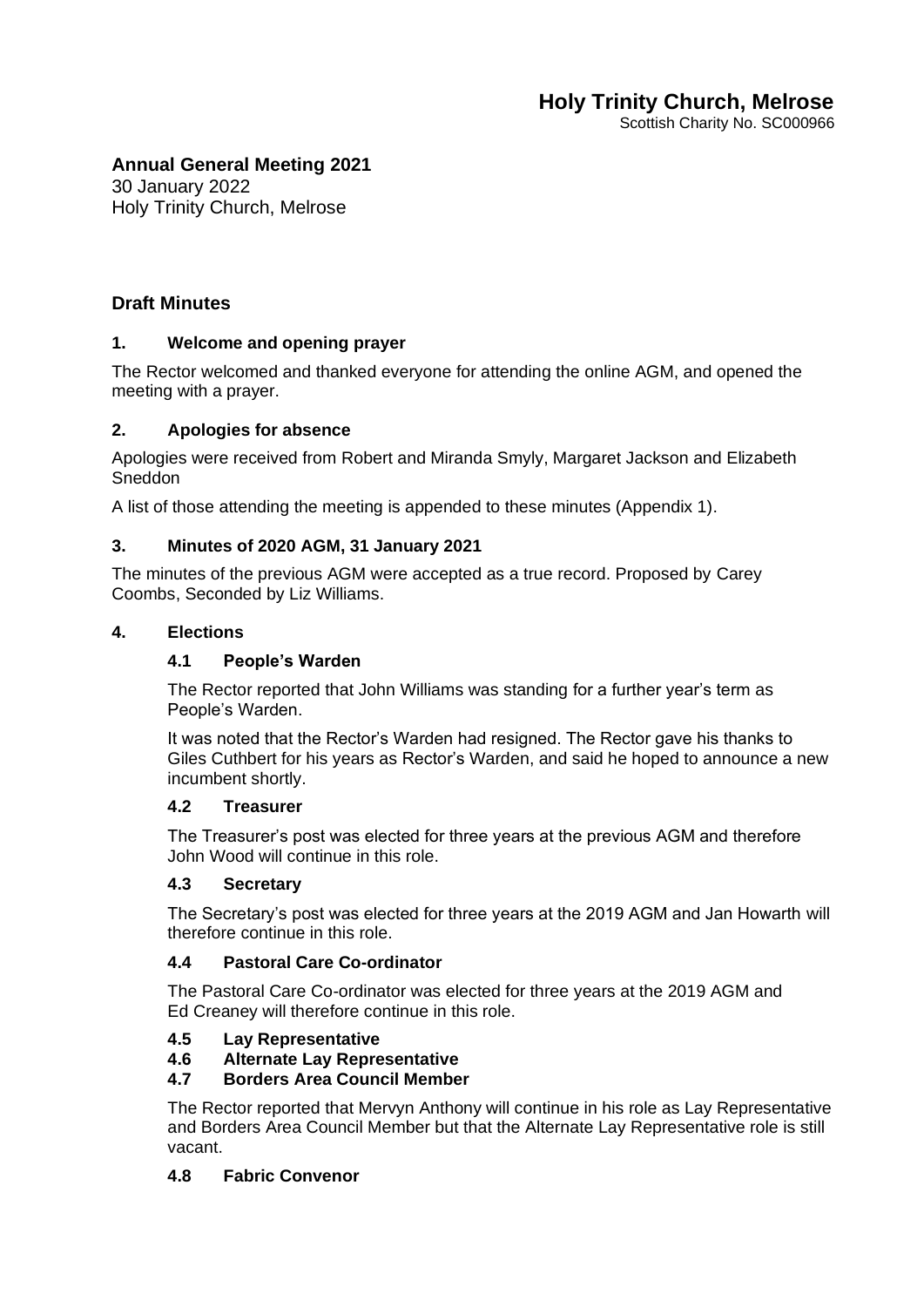# Holy Trinity Church, Melrose

Scottish Charity No. SC000966

## Annual General Meeting 2021

30 January 2022
Holy Trinity Church, Melrose

## Draft Minutes

### 1. Welcome and opening prayer

The Rector welcomed and thanked everyone for attending the online AGM, and opened the meeting with a prayer.

### 2. Apologies for absence

Apologies were received from Robert and Miranda Smyly, Margaret Jackson and Elizabeth Sneddon

A list of those attending the meeting is appended to these minutes (Appendix 1).

### 3. Minutes of 2020 AGM, 31 January 2021

The minutes of the previous AGM were accepted as a true record. Proposed by Carey Coombs, Seconded by Liz Williams.

### 4. Elections

#### 4.1 People's Warden

The Rector reported that John Williams was standing for a further year's term as People's Warden.

It was noted that the Rector's Warden had resigned. The Rector gave his thanks to Giles Cuthbert for his years as Rector's Warden, and said he hoped to announce a new incumbent shortly.

#### 4.2 Treasurer

The Treasurer's post was elected for three years at the previous AGM and therefore John Wood will continue in this role.

#### 4.3 Secretary

The Secretary's post was elected for three years at the 2019 AGM and Jan Howarth will therefore continue in this role.

#### 4.4 Pastoral Care Co-ordinator

The Pastoral Care Co-ordinator was elected for three years at the 2019 AGM and Ed Creaney will therefore continue in this role.

#### 4.5 Lay Representative
#### 4.6 Alternate Lay Representative
#### 4.7 Borders Area Council Member

The Rector reported that Mervyn Anthony will continue in his role as Lay Representative and Borders Area Council Member but that the Alternate Lay Representative role is still vacant.

#### 4.8 Fabric Convenor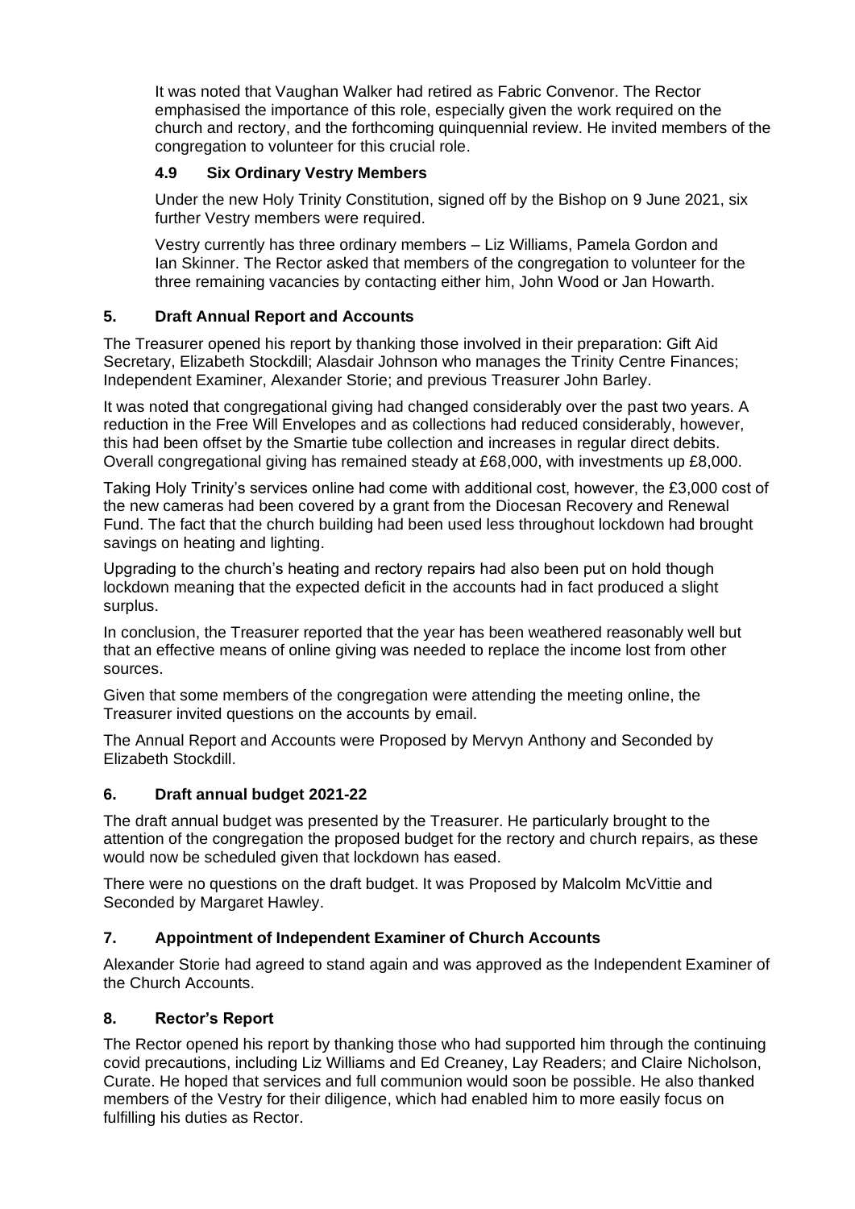It was noted that Vaughan Walker had retired as Fabric Convenor. The Rector emphasised the importance of this role, especially given the work required on the church and rectory, and the forthcoming quinquennial review. He invited members of the congregation to volunteer for this crucial role.

### 4.9 Six Ordinary Vestry Members

Under the new Holy Trinity Constitution, signed off by the Bishop on 9 June 2021, six further Vestry members were required.

Vestry currently has three ordinary members – Liz Williams, Pamela Gordon and Ian Skinner. The Rector asked that members of the congregation to volunteer for the three remaining vacancies by contacting either him, John Wood or Jan Howarth.

## 5. Draft Annual Report and Accounts

The Treasurer opened his report by thanking those involved in their preparation: Gift Aid Secretary, Elizabeth Stockdill; Alasdair Johnson who manages the Trinity Centre Finances; Independent Examiner, Alexander Storie; and previous Treasurer John Barley.

It was noted that congregational giving had changed considerably over the past two years. A reduction in the Free Will Envelopes and as collections had reduced considerably, however, this had been offset by the Smartie tube collection and increases in regular direct debits. Overall congregational giving has remained steady at £68,000, with investments up £8,000.

Taking Holy Trinity's services online had come with additional cost, however, the £3,000 cost of the new cameras had been covered by a grant from the Diocesan Recovery and Renewal Fund. The fact that the church building had been used less throughout lockdown had brought savings on heating and lighting.

Upgrading to the church's heating and rectory repairs had also been put on hold though lockdown meaning that the expected deficit in the accounts had in fact produced a slight surplus.

In conclusion, the Treasurer reported that the year has been weathered reasonably well but that an effective means of online giving was needed to replace the income lost from other sources.

Given that some members of the congregation were attending the meeting online, the Treasurer invited questions on the accounts by email.

The Annual Report and Accounts were Proposed by Mervyn Anthony and Seconded by Elizabeth Stockdill.

## 6. Draft annual budget 2021-22

The draft annual budget was presented by the Treasurer. He particularly brought to the attention of the congregation the proposed budget for the rectory and church repairs, as these would now be scheduled given that lockdown has eased.

There were no questions on the draft budget. It was Proposed by Malcolm McVittie and Seconded by Margaret Hawley.

## 7. Appointment of Independent Examiner of Church Accounts

Alexander Storie had agreed to stand again and was approved as the Independent Examiner of the Church Accounts.

## 8. Rector's Report

The Rector opened his report by thanking those who had supported him through the continuing covid precautions, including Liz Williams and Ed Creaney, Lay Readers; and Claire Nicholson, Curate. He hoped that services and full communion would soon be possible. He also thanked members of the Vestry for their diligence, which had enabled him to more easily focus on fulfilling his duties as Rector.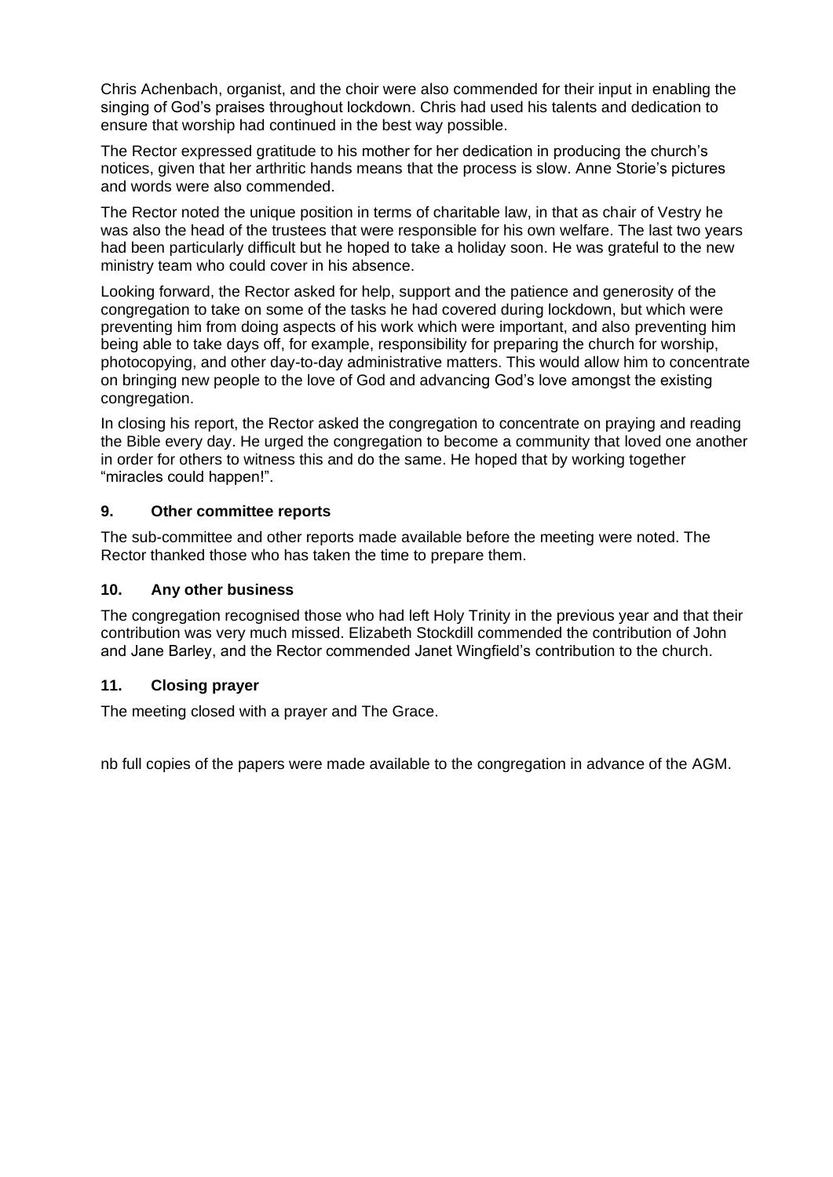Chris Achenbach, organist, and the choir were also commended for their input in enabling the singing of God's praises throughout lockdown. Chris had used his talents and dedication to ensure that worship had continued in the best way possible.

The Rector expressed gratitude to his mother for her dedication in producing the church's notices, given that her arthritic hands means that the process is slow. Anne Storie's pictures and words were also commended.

The Rector noted the unique position in terms of charitable law, in that as chair of Vestry he was also the head of the trustees that were responsible for his own welfare. The last two years had been particularly difficult but he hoped to take a holiday soon. He was grateful to the new ministry team who could cover in his absence.

Looking forward, the Rector asked for help, support and the patience and generosity of the congregation to take on some of the tasks he had covered during lockdown, but which were preventing him from doing aspects of his work which were important, and also preventing him being able to take days off, for example, responsibility for preparing the church for worship, photocopying, and other day-to-day administrative matters. This would allow him to concentrate on bringing new people to the love of God and advancing God's love amongst the existing congregation.

In closing his report, the Rector asked the congregation to concentrate on praying and reading the Bible every day. He urged the congregation to become a community that loved one another in order for others to witness this and do the same. He hoped that by working together "miracles could happen!".

## 9. Other committee reports

The sub-committee and other reports made available before the meeting were noted. The Rector thanked those who has taken the time to prepare them.

## 10. Any other business

The congregation recognised those who had left Holy Trinity in the previous year and that their contribution was very much missed. Elizabeth Stockdill commended the contribution of John and Jane Barley, and the Rector commended Janet Wingfield's contribution to the church.

## 11. Closing prayer

The meeting closed with a prayer and The Grace.

nb full copies of the papers were made available to the congregation in advance of the AGM.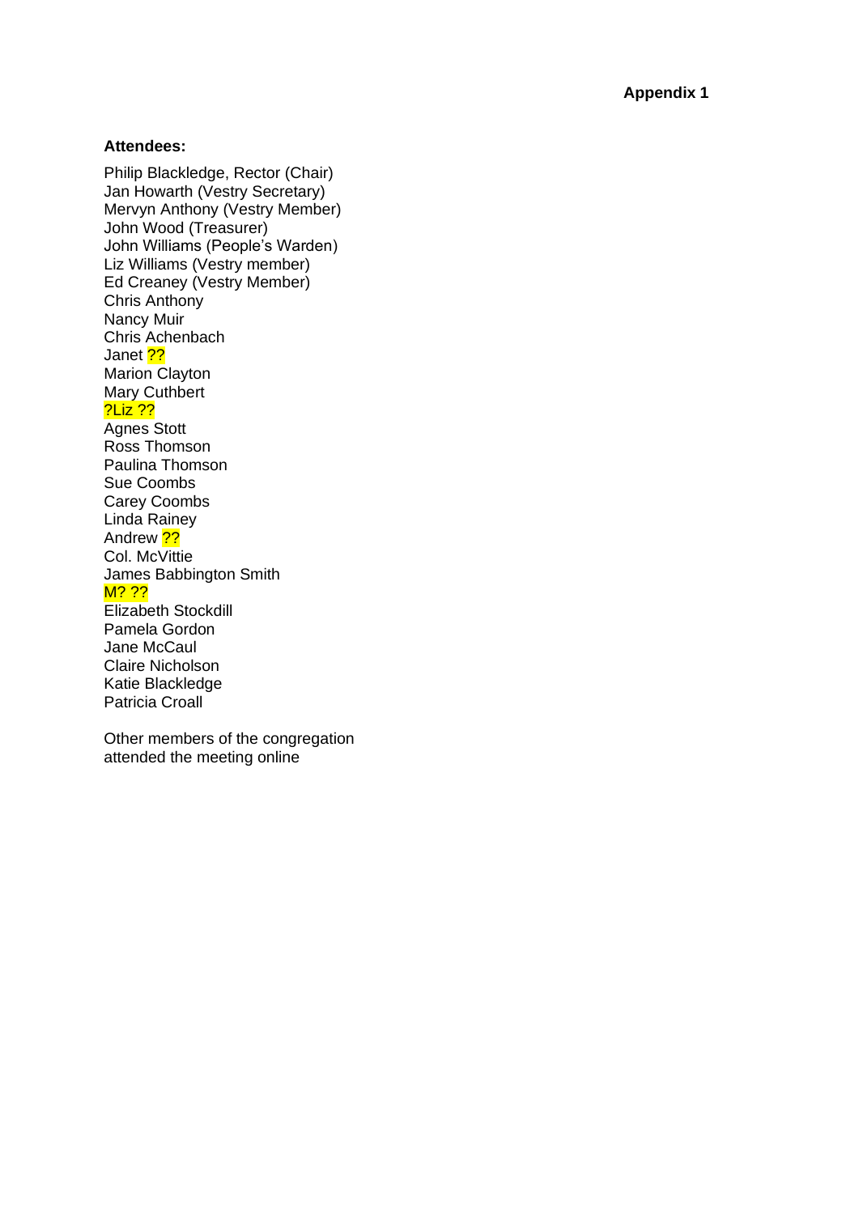**Appendix 1**

**Attendees:**

Philip Blackledge, Rector (Chair)
Jan Howarth (Vestry Secretary)
Mervyn Anthony (Vestry Member)
John Wood (Treasurer)
John Williams (People's Warden)
Liz Williams (Vestry member)
Ed Creaney (Vestry Member)
Chris Anthony
Nancy Muir
Chris Achenbach
Janet ??
Marion Clayton
Mary Cuthbert
?Liz ??
Agnes Stott
Ross Thomson
Paulina Thomson
Sue Coombs
Carey Coombs
Linda Rainey
Andrew ??
Col. McVittie
James Babbington Smith
M? ??
Elizabeth Stockdill
Pamela Gordon
Jane McCaul
Claire Nicholson
Katie Blackledge
Patricia Croall

Other members of the congregation attended the meeting online